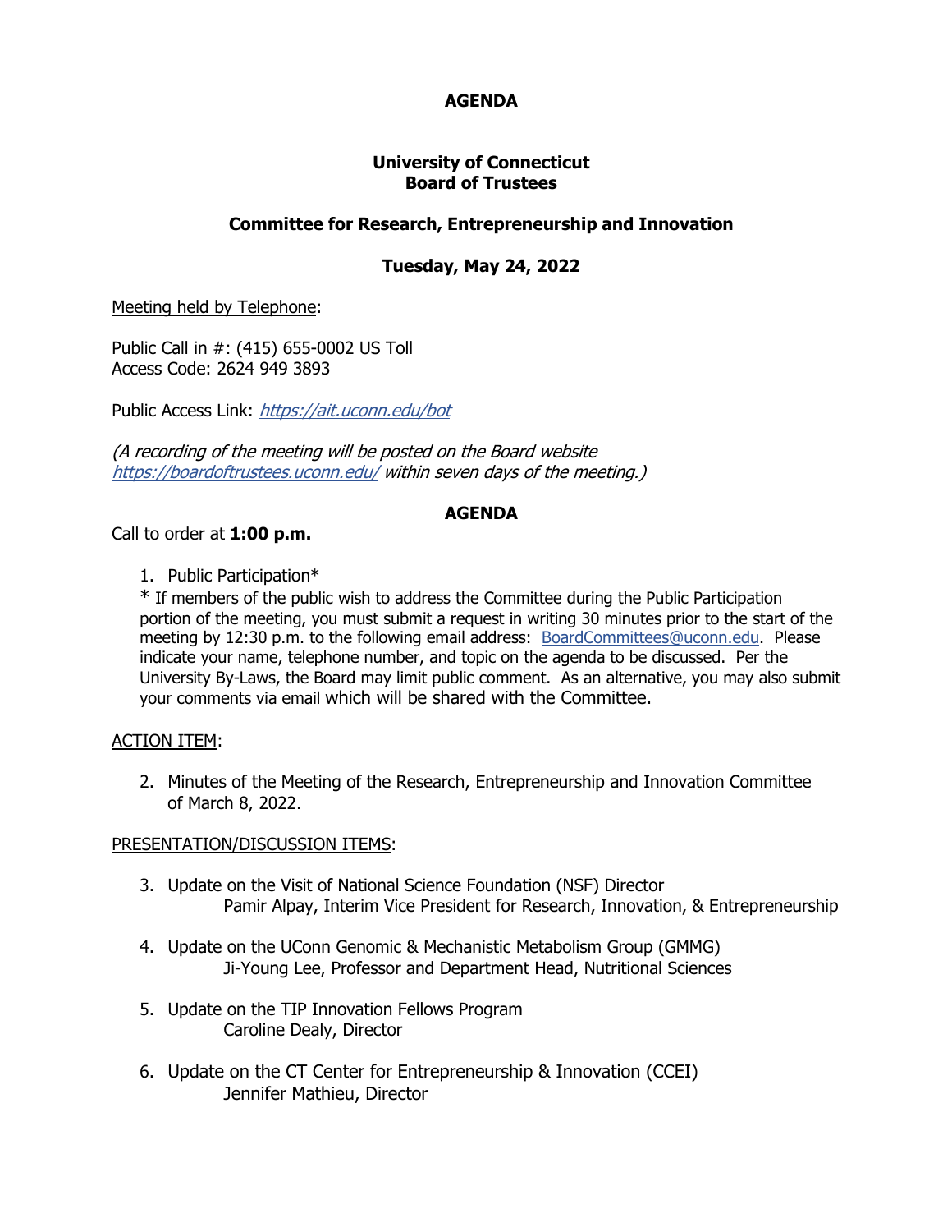# AGENDA

## University of Connecticut
## Board of Trustees

### Committee for Research, Entrepreneurship and Innovation

### Tuesday, May 24, 2022

Meeting held by Telephone:

Public Call in #: (415) 655-0002 US Toll
Access Code: 2624 949 3893

Public Access Link: *https://ait.uconn.edu/bot*

*(A recording of the meeting will be posted on the Board website https://boardoftrustees.uconn.edu/ within seven days of the meeting.)*

## AGENDA

Call to order at **1:00 p.m.**

1. Public Participation*

   * If members of the public wish to address the Committee during the Public Participation portion of the meeting, you must submit a request in writing 30 minutes prior to the start of the meeting by 12:30 p.m. to the following email address: BoardCommittees@uconn.edu. Please indicate your name, telephone number, and topic on the agenda to be discussed. Per the University By-Laws, the Board may limit public comment. As an alternative, you may also submit your comments via email which will be shared with the Committee.

ACTION ITEM:

2. Minutes of the Meeting of the Research, Entrepreneurship and Innovation Committee of March 8, 2022.

PRESENTATION/DISCUSSION ITEMS:

3. Update on the Visit of National Science Foundation (NSF) Director
   Pamir Alpay, Interim Vice President for Research, Innovation, & Entrepreneurship

4. Update on the UConn Genomic & Mechanistic Metabolism Group (GMMG)
   Ji-Young Lee, Professor and Department Head, Nutritional Sciences

5. Update on the TIP Innovation Fellows Program
   Caroline Dealy, Director

6. Update on the CT Center for Entrepreneurship & Innovation (CCEI)
   Jennifer Mathieu, Director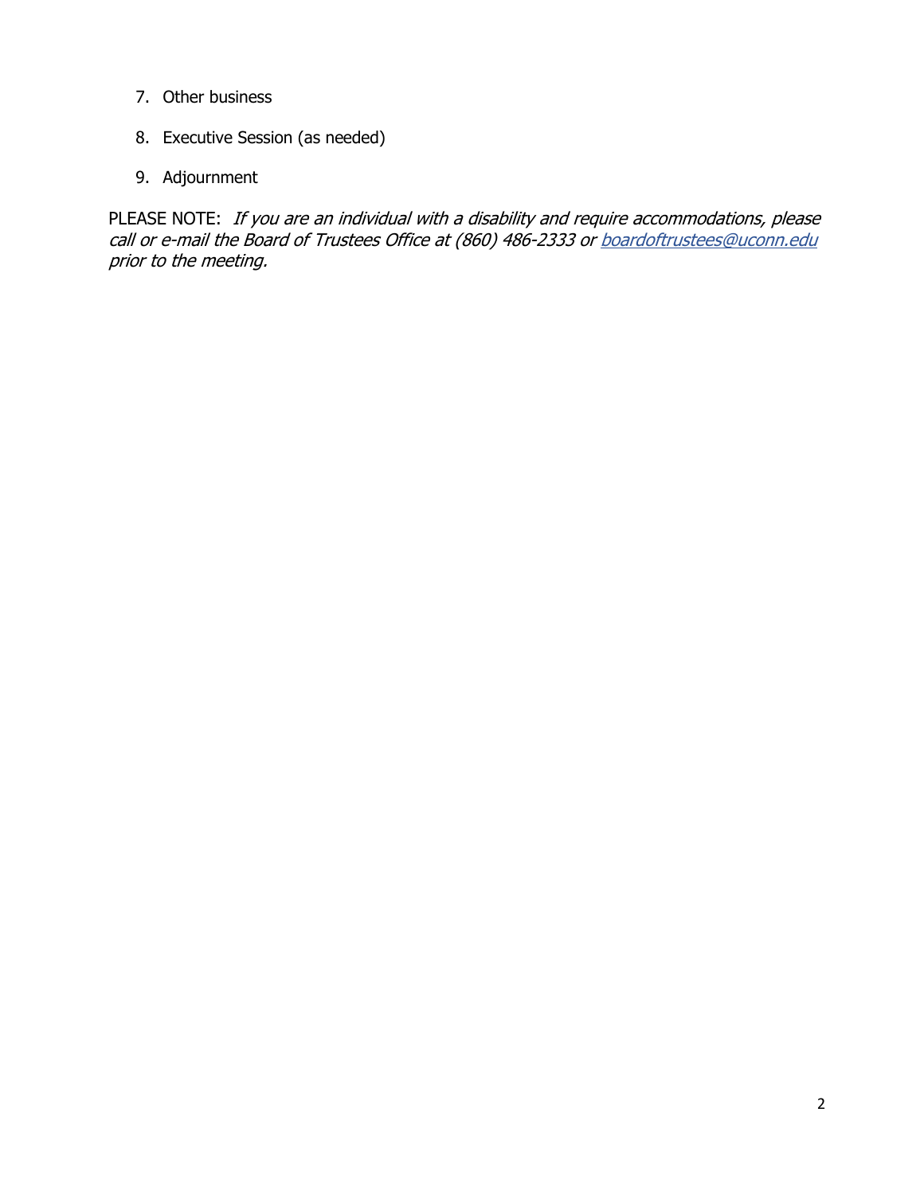7. Other business
8. Executive Session (as needed)
9. Adjournment

PLEASE NOTE: *If you are an individual with a disability and require accommodations, please call or e-mail the Board of Trustees Office at (860) 486-2333 or [boardoftrustees@uconn.edu](mailto:boardoftrustees@uconn.edu) prior to the meeting.*